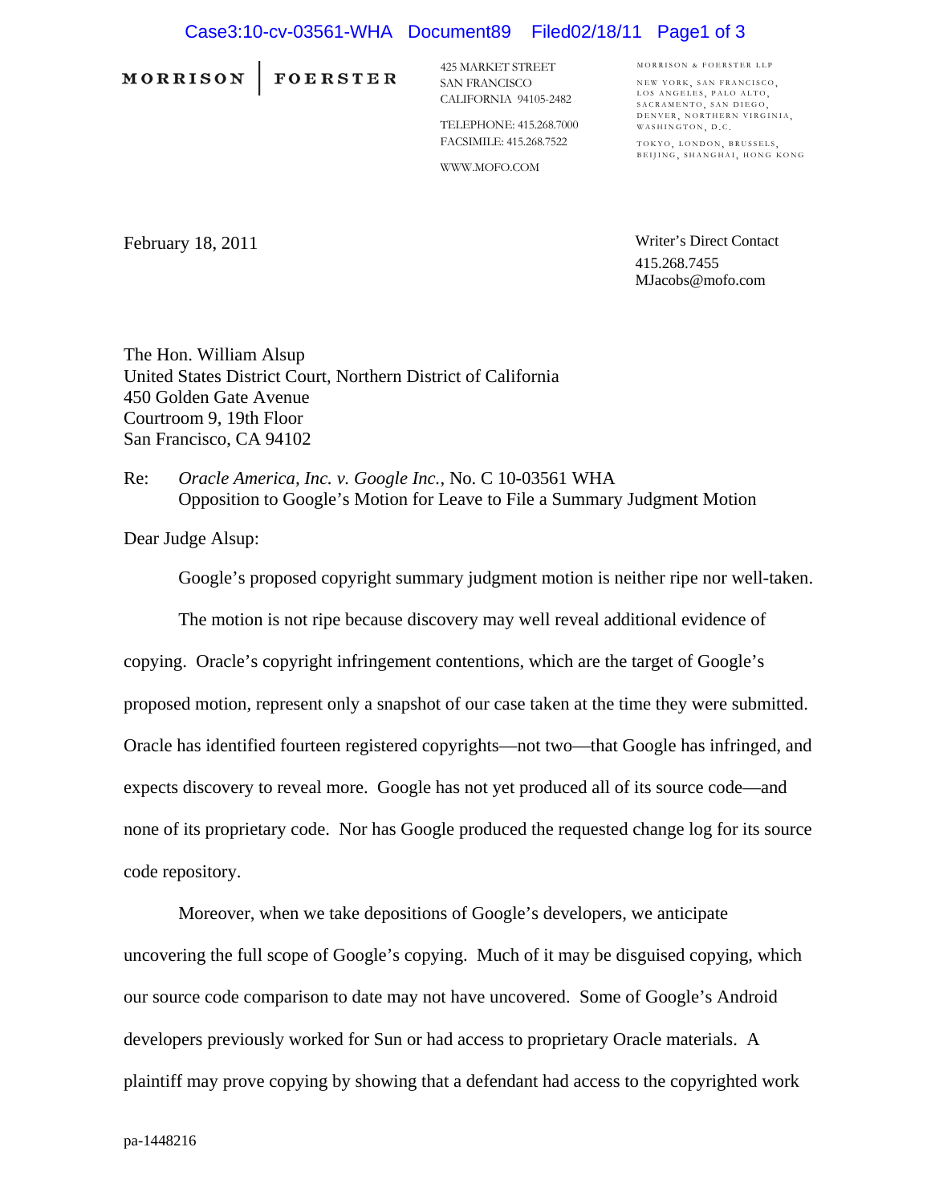MORRISON | FOERSTER

425 MARKET STREET
SAN FRANCISCO
CALIFORNIA 94105-2482

TELEPHONE: 415.268.7000
FACSIMILE: 415.268.7522

WWW.MOFO.COM

MORRISON & FOERSTER LLP

NEW YORK, SAN FRANCISCO, LOS ANGELES, PALO ALTO, SACRAMENTO, SAN DIEGO, DENVER, NORTHERN VIRGINIA, WASHINGTON, D.C.

TOKYO, LONDON, BRUSSELS, BEIJING, SHANGHAI, HONG KONG

February 18, 2011

Writer's Direct Contact
415.268.7455
MJacobs@mofo.com

The Hon. William Alsup
United States District Court, Northern District of California
450 Golden Gate Avenue
Courtroom 9, 19th Floor
San Francisco, CA 94102

Re: *Oracle America, Inc. v. Google Inc.*, No. C 10-03561 WHA
Opposition to Google's Motion for Leave to File a Summary Judgment Motion

Dear Judge Alsup:

Google's proposed copyright summary judgment motion is neither ripe nor well-taken.

The motion is not ripe because discovery may well reveal additional evidence of copying. Oracle's copyright infringement contentions, which are the target of Google's proposed motion, represent only a snapshot of our case taken at the time they were submitted. Oracle has identified fourteen registered copyrights—not two—that Google has infringed, and expects discovery to reveal more. Google has not yet produced all of its source code—and none of its proprietary code. Nor has Google produced the requested change log for its source code repository.

Moreover, when we take depositions of Google's developers, we anticipate uncovering the full scope of Google's copying. Much of it may be disguised copying, which our source code comparison to date may not have uncovered. Some of Google's Android developers previously worked for Sun or had access to proprietary Oracle materials. A plaintiff may prove copying by showing that a defendant had access to the copyrighted work

pa-1448216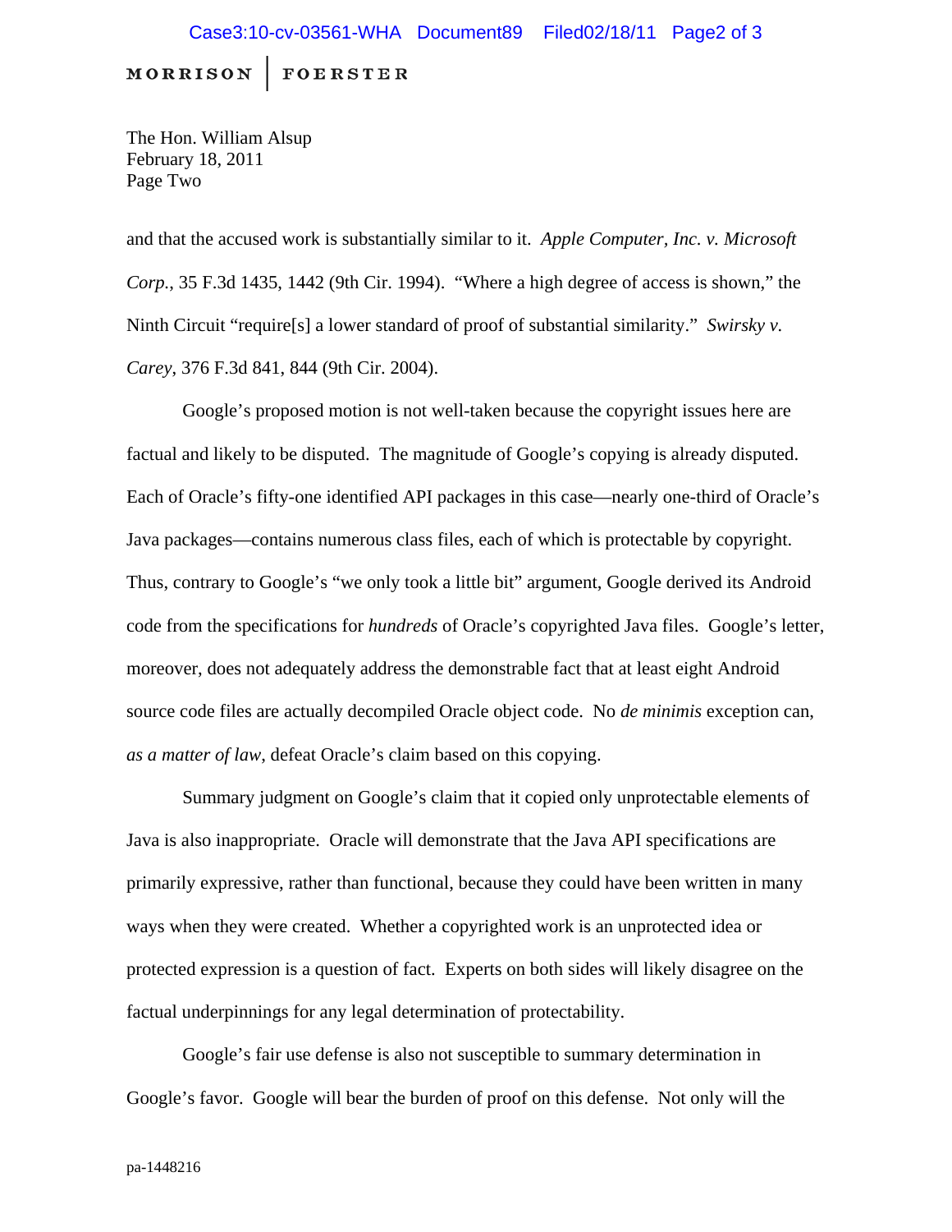**MORRISON | FOERSTER**

The Hon. William Alsup
February 18, 2011
Page Two

and that the accused work is substantially similar to it. *Apple Computer, Inc. v. Microsoft Corp.*, 35 F.3d 1435, 1442 (9th Cir. 1994). "Where a high degree of access is shown," the Ninth Circuit "require[s] a lower standard of proof of substantial similarity." *Swirsky v. Carey*, 376 F.3d 841, 844 (9th Cir. 2004).

Google's proposed motion is not well-taken because the copyright issues here are factual and likely to be disputed. The magnitude of Google's copying is already disputed. Each of Oracle's fifty-one identified API packages in this case—nearly one-third of Oracle's Java packages—contains numerous class files, each of which is protectable by copyright. Thus, contrary to Google's "we only took a little bit" argument, Google derived its Android code from the specifications for *hundreds* of Oracle's copyrighted Java files. Google's letter, moreover, does not adequately address the demonstrable fact that at least eight Android source code files are actually decompiled Oracle object code. No *de minimis* exception can, *as a matter of law*, defeat Oracle's claim based on this copying.

Summary judgment on Google's claim that it copied only unprotectable elements of Java is also inappropriate. Oracle will demonstrate that the Java API specifications are primarily expressive, rather than functional, because they could have been written in many ways when they were created. Whether a copyrighted work is an unprotected idea or protected expression is a question of fact. Experts on both sides will likely disagree on the factual underpinnings for any legal determination of protectability.

Google's fair use defense is also not susceptible to summary determination in Google's favor. Google will bear the burden of proof on this defense. Not only will the

pa-1448216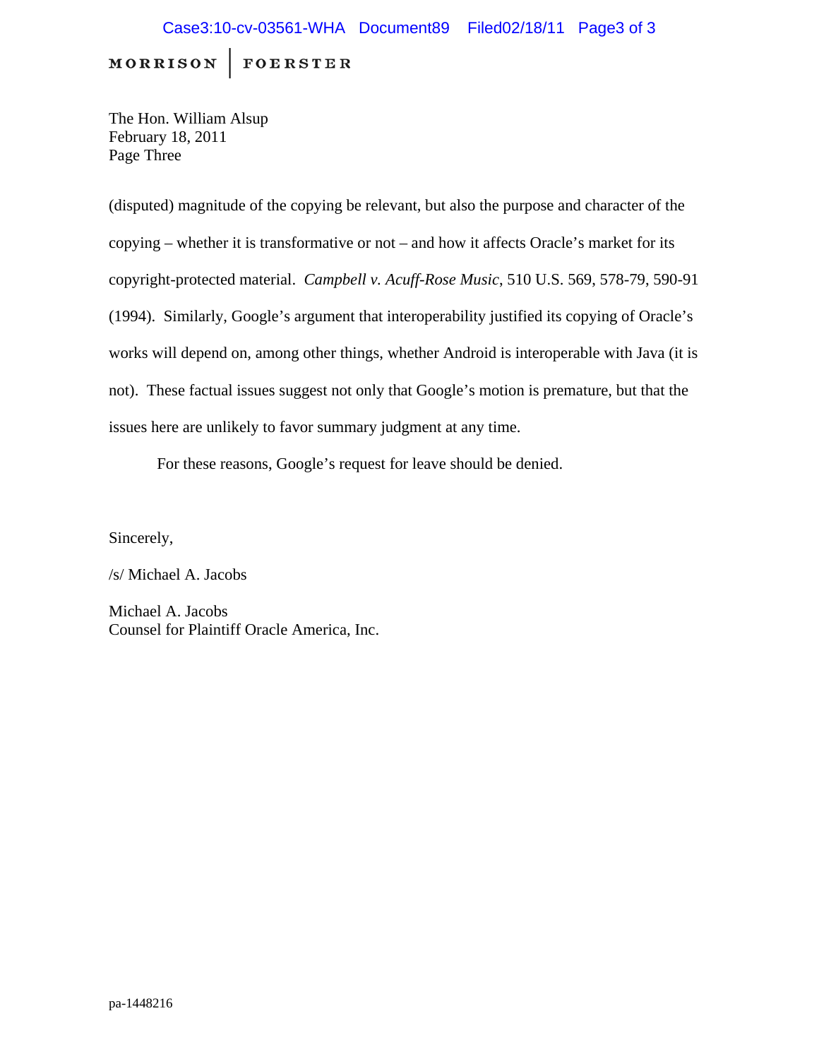MORRISON | FOERSTER

The Hon. William Alsup
February 18, 2011
Page Three

(disputed) magnitude of the copying be relevant, but also the purpose and character of the copying – whether it is transformative or not – and how it affects Oracle's market for its copyright-protected material. *Campbell v. Acuff-Rose Music*, 510 U.S. 569, 578-79, 590-91 (1994). Similarly, Google's argument that interoperability justified its copying of Oracle's works will depend on, among other things, whether Android is interoperable with Java (it is not). These factual issues suggest not only that Google's motion is premature, but that the issues here are unlikely to favor summary judgment at any time.

For these reasons, Google's request for leave should be denied.

Sincerely,

/s/ Michael A. Jacobs

Michael A. Jacobs
Counsel for Plaintiff Oracle America, Inc.

pa-1448216